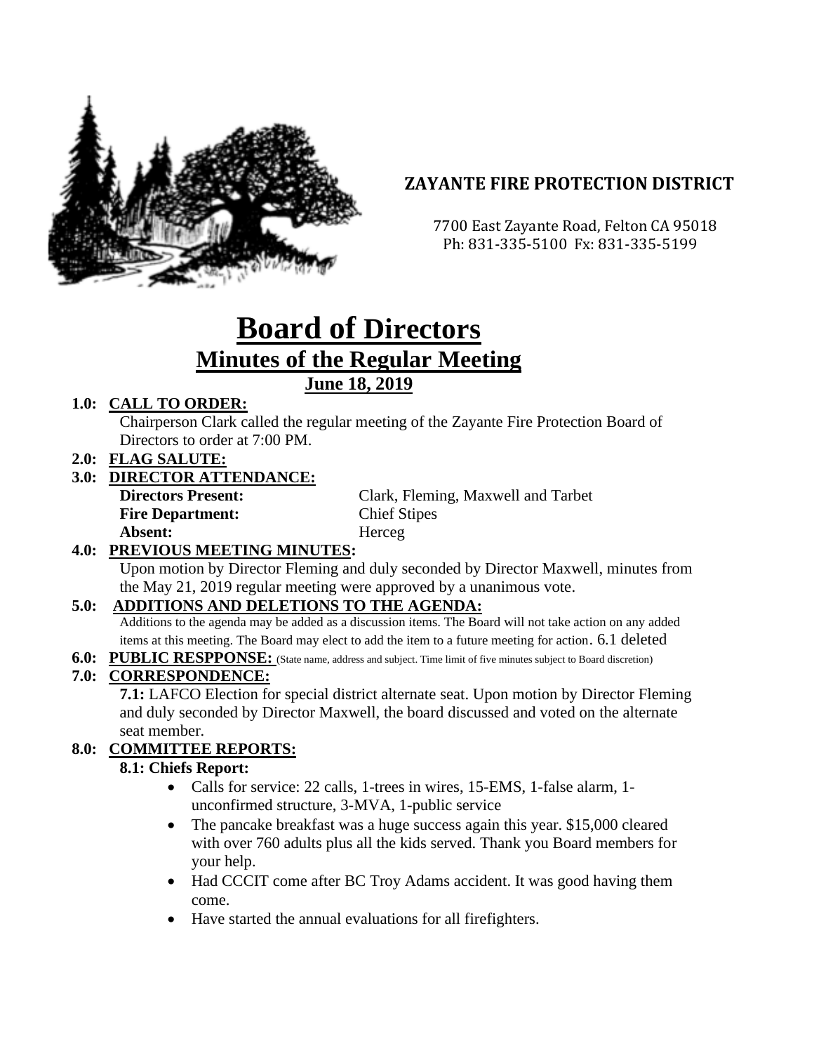# ZAYANTE FIRE PROTECTION DISTRICT

7700 East Zayante Road, Felton CA 95018
Ph: 831-335-5100 Fx: 831-335-5199

# Board of Directors

## Minutes of the Regular Meeting

### June 18, 2019

**1.0: CALL TO ORDER:**

Chairperson Clark called the regular meeting of the Zayante Fire Protection Board of Directors to order at 7:00 PM.

**2.0: FLAG SALUTE:**

**3.0: DIRECTOR ATTENDANCE:**

**Directors Present:** Clark, Fleming, Maxwell and Tarbet
**Fire Department:** Chief Stipes
**Absent:** Herceg

**4.0: PREVIOUS MEETING MINUTES:**

Upon motion by Director Fleming and duly seconded by Director Maxwell, minutes from the May 21, 2019 regular meeting were approved by a unanimous vote.

**5.0: ADDITIONS AND DELETIONS TO THE AGENDA:**

Additions to the agenda may be added as a discussion items. The Board will not take action on any added items at this meeting. The Board may elect to add the item to a future meeting for action. 6.1 deleted

**6.0: PUBLIC RESPPONSE:** (State name, address and subject. Time limit of five minutes subject to Board discretion)

**7.0: CORRESPONDENCE:**

**7.1:** LAFCO Election for special district alternate seat. Upon motion by Director Fleming and duly seconded by Director Maxwell, the board discussed and voted on the alternate seat member.

**8.0: COMMITTEE REPORTS:**

**8.1: Chiefs Report:**

- Calls for service: 22 calls, 1-trees in wires, 15-EMS, 1-false alarm, 1-unconfirmed structure, 3-MVA, 1-public service
- The pancake breakfast was a huge success again this year. $15,000 cleared with over 760 adults plus all the kids served. Thank you Board members for your help.
- Had CCCIT come after BC Troy Adams accident. It was good having them come.
- Have started the annual evaluations for all firefighters.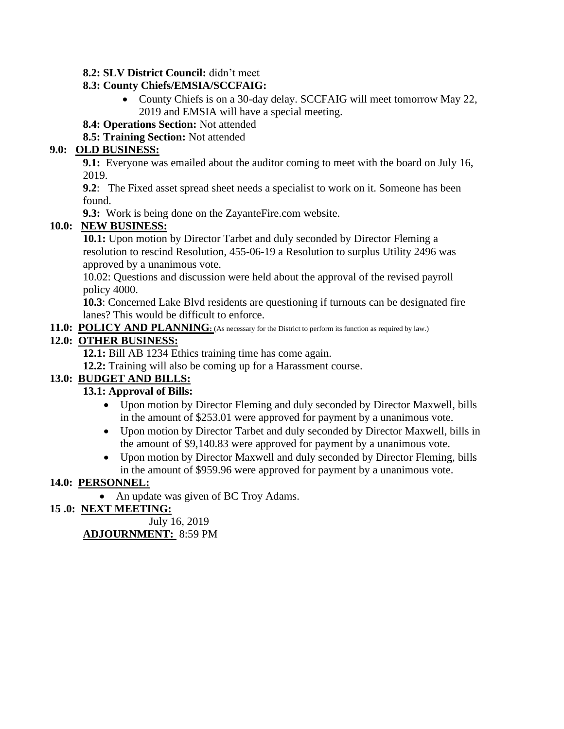**8.2: SLV District Council:** didn't meet

**8.3: County Chiefs/EMSIA/SCCFAIG:**

- County Chiefs is on a 30-day delay. SCCFAIG will meet tomorrow May 22, 2019 and EMSIA will have a special meeting.

**8.4: Operations Section:** Not attended

**8.5: Training Section:** Not attended

## 9.0: OLD BUSINESS:

**9.1:** Everyone was emailed about the auditor coming to meet with the board on July 16, 2019.

**9.2**: The Fixed asset spread sheet needs a specialist to work on it. Someone has been found.

**9.3:** Work is being done on the ZayanteFire.com website.

## 10.0: NEW BUSINESS:

**10.1:** Upon motion by Director Tarbet and duly seconded by Director Fleming a resolution to rescind Resolution, 455-06-19 a Resolution to surplus Utility 2496 was approved by a unanimous vote.

10.02: Questions and discussion were held about the approval of the revised payroll policy 4000.

**10.3**: Concerned Lake Blvd residents are questioning if turnouts can be designated fire lanes? This would be difficult to enforce.

## 11.0: POLICY AND PLANNING: (As necessary for the District to perform its function as required by law.)

## 12.0: OTHER BUSINESS:

**12.1:** Bill AB 1234 Ethics training time has come again.

**12.2:** Training will also be coming up for a Harassment course.

## 13.0: BUDGET AND BILLS:

**13.1: Approval of Bills:**

- Upon motion by Director Fleming and duly seconded by Director Maxwell, bills in the amount of $253.01 were approved for payment by a unanimous vote.
- Upon motion by Director Tarbet and duly seconded by Director Maxwell, bills in the amount of $9,140.83 were approved for payment by a unanimous vote.
- Upon motion by Director Maxwell and duly seconded by Director Fleming, bills in the amount of $959.96 were approved for payment by a unanimous vote.

## 14.0: PERSONNEL:

- An update was given of BC Troy Adams.

## 15 .0: NEXT MEETING:

July 16, 2019

**ADJOURNMENT:** 8:59 PM